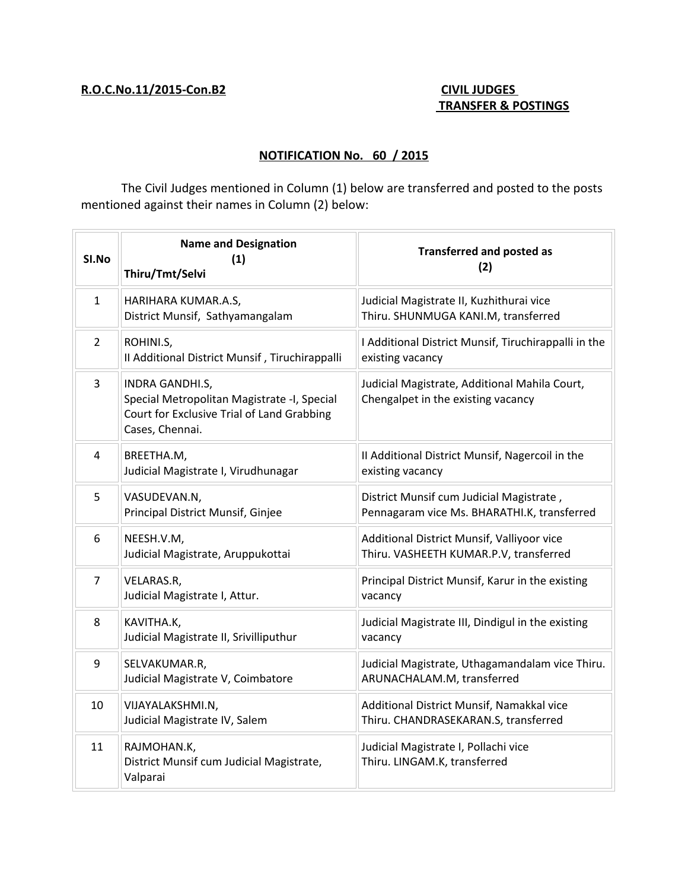**R.O.C.No.11/2015-Con.B2**

**CIVIL JUDGES**
**TRANSFER & POSTINGS**

## NOTIFICATION No. 60 / 2015

The Civil Judges mentioned in Column (1) below are transferred and posted to the posts mentioned against their names in Column (2) below:

| Sl.No | Name and Designation (1) Thiru/Tmt/Selvi | Transferred and posted as (2) |
|---|---|---|
| 1 | HARIHARA KUMAR.A.S, District Munsif, Sathyamangalam | Judicial Magistrate II, Kuzhithurai vice Thiru. SHUNMUGA KANI.M, transferred |
| 2 | ROHINI.S, II Additional District Munsif , Tiruchirappalli | I Additional District Munsif, Tiruchirappalli in the existing vacancy |
| 3 | INDRA GANDHI.S, Special Metropolitan Magistrate -I, Special Court for Exclusive Trial of Land Grabbing Cases, Chennai. | Judicial Magistrate, Additional Mahila Court, Chengalpet in the existing vacancy |
| 4 | BREETHA.M, Judicial Magistrate I, Virudhunagar | II Additional District Munsif, Nagercoil in the existing vacancy |
| 5 | VASUDEVAN.N, Principal District Munsif, Ginjee | District Munsif cum Judicial Magistrate , Pennagaram vice Ms. BHARATHI.K, transferred |
| 6 | NEESH.V.M, Judicial Magistrate, Aruppukottai | Additional District Munsif, Valliyoor vice Thiru. VASHEETH KUMAR.P.V, transferred |
| 7 | VELARAS.R, Judicial Magistrate I, Attur. | Principal District Munsif, Karur in the existing vacancy |
| 8 | KAVITHA.K, Judicial Magistrate II, Srivilliputhur | Judicial Magistrate III, Dindigul in the existing vacancy |
| 9 | SELVAKUMAR.R, Judicial Magistrate V, Coimbatore | Judicial Magistrate, Uthagamandalam vice Thiru. ARUNACHALAM.M, transferred |
| 10 | VIJAYALAKSHMI.N, Judicial Magistrate IV, Salem | Additional District Munsif, Namakkal vice Thiru. CHANDRASEKARAN.S, transferred |
| 11 | RAJMOHAN.K, District Munsif cum Judicial Magistrate, Valparai | Judicial Magistrate I, Pollachi vice Thiru. LINGAM.K, transferred |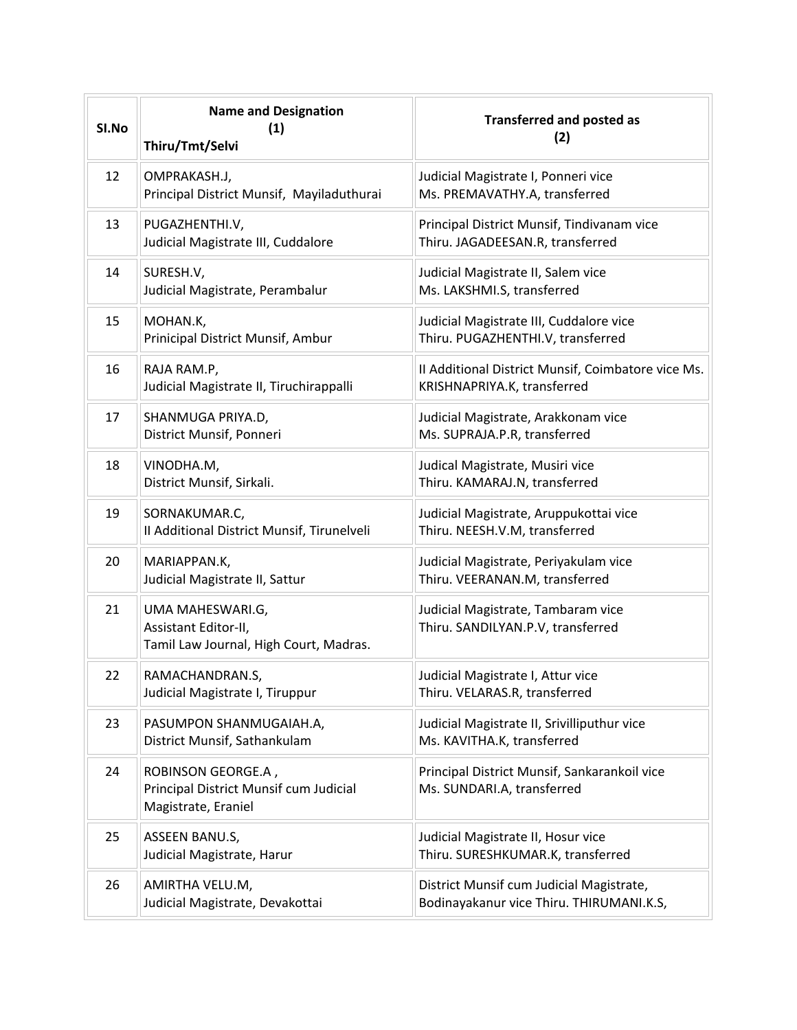| Sl.No | Name and Designation (1) Thiru/Tmt/Selvi | Transferred and posted as (2) |
|---|---|---|
| 12 | OMPRAKASH.J, Principal District Munsif, Mayiladuthurai | Judicial Magistrate I, Ponneri vice Ms. PREMAVATHY.A, transferred |
| 13 | PUGAZHENTHI.V, Judicial Magistrate III, Cuddalore | Principal District Munsif, Tindivanam vice Thiru. JAGADEESAN.R, transferred |
| 14 | SURESH.V, Judicial Magistrate, Perambalur | Judicial Magistrate II, Salem vice Ms. LAKSHMI.S, transferred |
| 15 | MOHAN.K, Prinicipal District Munsif, Ambur | Judicial Magistrate III, Cuddalore vice Thiru. PUGAZHENTHI.V, transferred |
| 16 | RAJA RAM.P, Judicial Magistrate II, Tiruchirappalli | II Additional District Munsif, Coimbatore vice Ms. KRISHNAPRIYA.K, transferred |
| 17 | SHANMUGA PRIYA.D, District Munsif, Ponneri | Judicial Magistrate, Arakkonam vice Ms. SUPRAJA.P.R, transferred |
| 18 | VINODHA.M, District Munsif, Sirkali. | Judical Magistrate, Musiri vice Thiru. KAMARAJ.N, transferred |
| 19 | SORNAKUMAR.C, II Additional District Munsif, Tirunelveli | Judicial Magistrate, Aruppukottai vice Thiru. NEESH.V.M, transferred |
| 20 | MARIAPPAN.K, Judicial Magistrate II, Sattur | Judicial Magistrate, Periyakulam vice Thiru. VEERANAN.M, transferred |
| 21 | UMA MAHESWARI.G, Assistant Editor-II, Tamil Law Journal, High Court, Madras. | Judicial Magistrate, Tambaram vice Thiru. SANDILYAN.P.V, transferred |
| 22 | RAMACHANDRAN.S, Judicial Magistrate I, Tiruppur | Judicial Magistrate I, Attur vice Thiru. VELARAS.R, transferred |
| 23 | PASUMPON SHANMUGAIAH.A, District Munsif, Sathankulam | Judicial Magistrate II, Srivilliputhur vice Ms. KAVITHA.K, transferred |
| 24 | ROBINSON GEORGE.A , Principal District Munsif cum Judicial Magistrate, Eraniel | Principal District Munsif, Sankarankoil vice Ms. SUNDARI.A, transferred |
| 25 | ASSEEN BANU.S, Judicial Magistrate, Harur | Judicial Magistrate II, Hosur vice Thiru. SURESHKUMAR.K, transferred |
| 26 | AMIRTHA VELU.M, Judicial Magistrate, Devakottai | District Munsif cum Judicial Magistrate, Bodinayakanur vice Thiru. THIRUMANI.K.S, |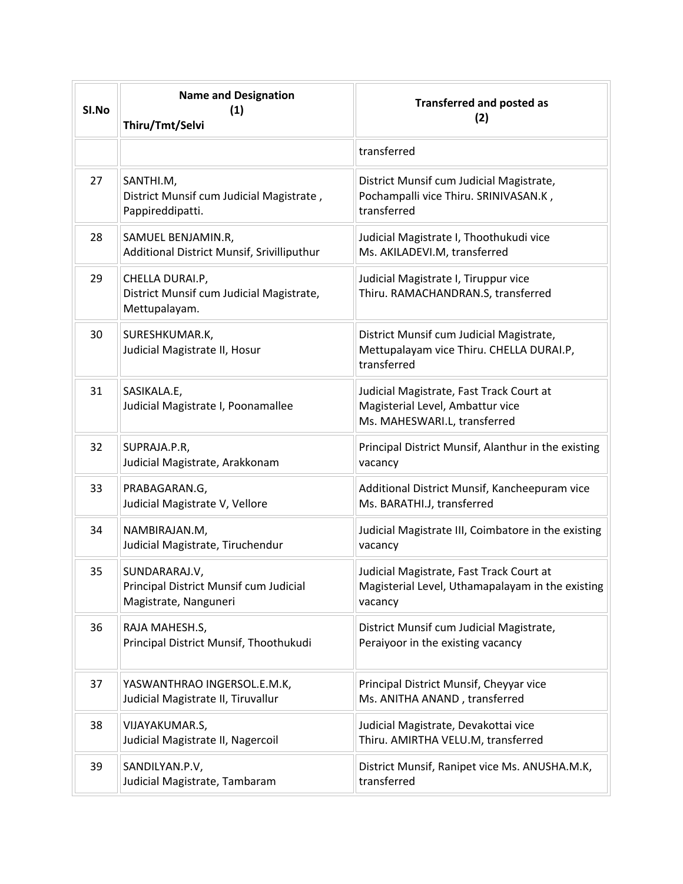| Sl.No | Name and Designation (1) Thiru/Tmt/Selvi | Transferred and posted as (2) |
|---|---|---|
| | | transferred |
| 27 | SANTHI.M, District Munsif cum Judicial Magistrate , Pappireddipatti. | District Munsif cum Judicial Magistrate, Pochampalli vice Thiru. SRINIVASAN.K , transferred |
| 28 | SAMUEL BENJAMIN.R, Additional District Munsif, Srivilliputhur | Judicial Magistrate I, Thoothukudi vice Ms. AKILADEVI.M, transferred |
| 29 | CHELLA DURAI.P, District Munsif cum Judicial Magistrate, Mettupalayam. | Judicial Magistrate I, Tiruppur vice Thiru. RAMACHANDRAN.S, transferred |
| 30 | SURESHKUMAR.K, Judicial Magistrate II, Hosur | District Munsif cum Judicial Magistrate, Mettupalayam vice Thiru. CHELLA DURAI.P, transferred |
| 31 | SASIKALA.E, Judicial Magistrate I, Poonamallee | Judicial Magistrate, Fast Track Court at Magisterial Level, Ambattur vice Ms. MAHESWARI.L, transferred |
| 32 | SUPRAJA.P.R, Judicial Magistrate, Arakkonam | Principal District Munsif, Alanthur in the existing vacancy |
| 33 | PRABAGARAN.G, Judicial Magistrate V, Vellore | Additional District Munsif, Kancheepuram vice Ms. BARATHI.J, transferred |
| 34 | NAMBIRAJAN.M, Judicial Magistrate, Tiruchendur | Judicial Magistrate III, Coimbatore in the existing vacancy |
| 35 | SUNDARARAJ.V, Principal District Munsif cum Judicial Magistrate, Nanguneri | Judicial Magistrate, Fast Track Court at Magisterial Level, Uthamapalayam in the existing vacancy |
| 36 | RAJA MAHESH.S, Principal District Munsif, Thoothukudi | District Munsif cum Judicial Magistrate, Peraiyoor in the existing vacancy |
| 37 | YASWANTHRAO INGERSOL.E.M.K, Judicial Magistrate II, Tiruvallur | Principal District Munsif, Cheyyar vice Ms. ANITHA ANAND , transferred |
| 38 | VIJAYAKUMAR.S, Judicial Magistrate II, Nagercoil | Judicial Magistrate, Devakottai vice Thiru. AMIRTHA VELU.M, transferred |
| 39 | SANDILYAN.P.V, Judicial Magistrate, Tambaram | District Munsif, Ranipet vice Ms. ANUSHA.M.K, transferred |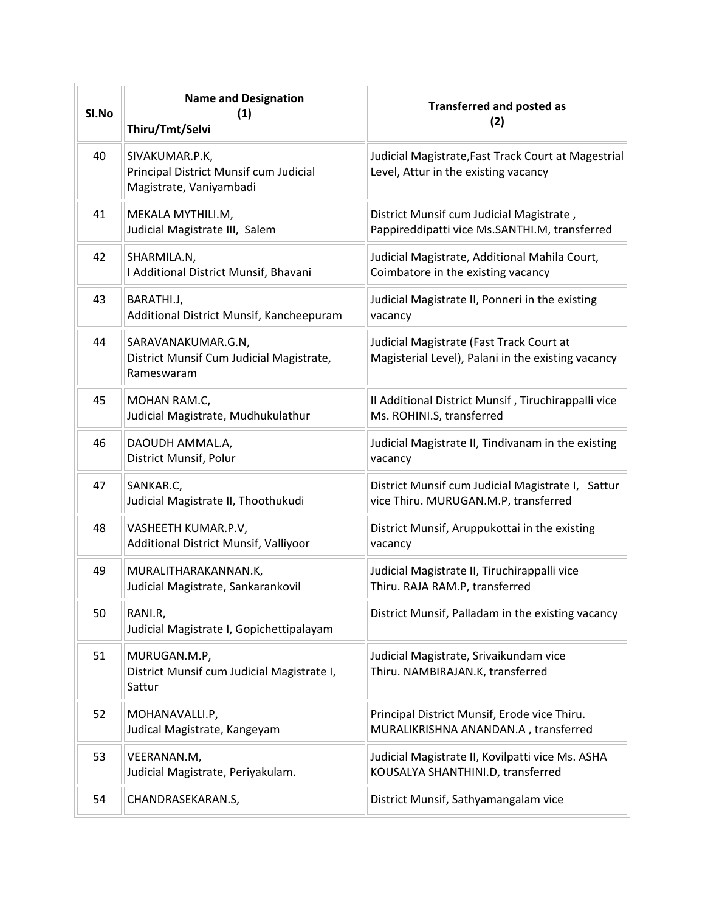| Sl.No | Name and Designation (1) Thiru/Tmt/Selvi | Transferred and posted as (2) |
| --- | --- | --- |
| 40 | SIVAKUMAR.P.K, Principal District Munsif cum Judicial Magistrate, Vaniyambadi | Judicial Magistrate,Fast Track Court at Magestrial Level, Attur in the existing vacancy |
| 41 | MEKALA MYTHILI.M, Judicial Magistrate III, Salem | District Munsif cum Judicial Magistrate , Pappireddipatti vice Ms.SANTHI.M, transferred |
| 42 | SHARMILA.N, I Additional District Munsif, Bhavani | Judicial Magistrate, Additional Mahila Court, Coimbatore in the existing vacancy |
| 43 | BARATHI.J, Additional District Munsif, Kancheepuram | Judicial Magistrate II, Ponneri in the existing vacancy |
| 44 | SARAVANAKUMAR.G.N, District Munsif Cum Judicial Magistrate, Rameswaram | Judicial Magistrate (Fast Track Court at Magisterial Level), Palani in the existing vacancy |
| 45 | MOHAN RAM.C, Judicial Magistrate, Mudhukulathur | II Additional District Munsif , Tiruchirappalli vice Ms. ROHINI.S, transferred |
| 46 | DAOUDH AMMAL.A, District Munsif, Polur | Judicial Magistrate II, Tindivanam in the existing vacancy |
| 47 | SANKAR.C, Judicial Magistrate II, Thoothukudi | District Munsif cum Judicial Magistrate I, Sattur vice Thiru. MURUGAN.M.P, transferred |
| 48 | VASHEETH KUMAR.P.V, Additional District Munsif, Valliyoor | District Munsif, Aruppukottai in the existing vacancy |
| 49 | MURALITHARAKANNAN.K, Judicial Magistrate, Sankarankovil | Judicial Magistrate II, Tiruchirappalli vice Thiru. RAJA RAM.P, transferred |
| 50 | RANI.R, Judicial Magistrate I, Gopichettipalayam | District Munsif, Palladam in the existing vacancy |
| 51 | MURUGAN.M.P, District Munsif cum Judicial Magistrate I, Sattur | Judicial Magistrate, Srivaikundam vice Thiru. NAMBIRAJAN.K, transferred |
| 52 | MOHANAVALLI.P, Judical Magistrate, Kangeyam | Principal District Munsif, Erode vice Thiru. MURALIKRISHNA ANANDAN.A , transferred |
| 53 | VEERANAN.M, Judicial Magistrate, Periyakulam. | Judicial Magistrate II, Kovilpatti vice Ms. ASHA KOUSALYA SHANTHINI.D, transferred |
| 54 | CHANDRASEKARAN.S, | District Munsif, Sathyamangalam vice |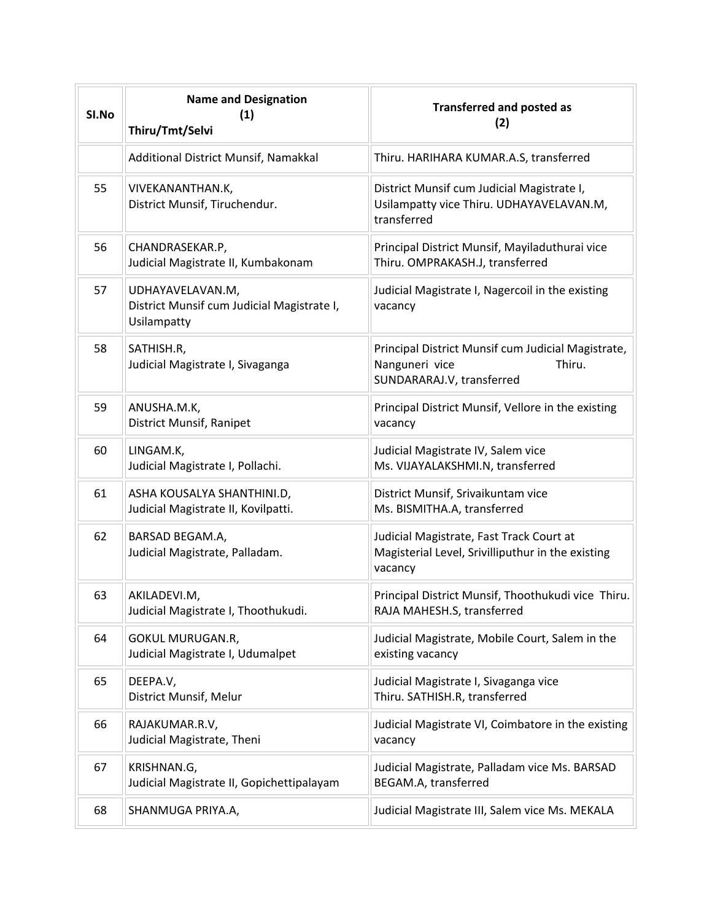| Sl.No | Name and Designation (1) Thiru/Tmt/Selvi | Transferred and posted as (2) |
|---|---|---|
| | Additional District Munsif, Namakkal | Thiru. HARIHARA KUMAR.A.S, transferred |
| 55 | VIVEKANANTHAN.K, District Munsif, Tiruchendur. | District Munsif cum Judicial Magistrate I, Usilampatty vice Thiru. UDHAYAVELAVAN.M, transferred |
| 56 | CHANDRASEKAR.P, Judicial Magistrate II, Kumbakonam | Principal District Munsif, Mayiladuthurai vice Thiru. OMPRAKASH.J, transferred |
| 57 | UDHAYAVELAVAN.M, District Munsif cum Judicial Magistrate I, Usilampatty | Judicial Magistrate I, Nagercoil in the existing vacancy |
| 58 | SATHISH.R, Judicial Magistrate I, Sivaganga | Principal District Munsif cum Judicial Magistrate, Nanguneri vice Thiru. SUNDARARAJ.V, transferred |
| 59 | ANUSHA.M.K, District Munsif, Ranipet | Principal District Munsif, Vellore in the existing vacancy |
| 60 | LINGAM.K, Judicial Magistrate I, Pollachi. | Judicial Magistrate IV, Salem vice Ms. VIJAYALAKSHMI.N, transferred |
| 61 | ASHA KOUSALYA SHANTHINI.D, Judicial Magistrate II, Kovilpatti. | District Munsif, Srivaikuntam vice Ms. BISMITHA.A, transferred |
| 62 | BARSAD BEGAM.A, Judicial Magistrate, Palladam. | Judicial Magistrate, Fast Track Court at Magisterial Level, Srivilliputhur in the existing vacancy |
| 63 | AKILADEVI.M, Judicial Magistrate I, Thoothukudi. | Principal District Munsif, Thoothukudi vice Thiru. RAJA MAHESH.S, transferred |
| 64 | GOKUL MURUGAN.R, Judicial Magistrate I, Udumalpet | Judicial Magistrate, Mobile Court, Salem in the existing vacancy |
| 65 | DEEPA.V, District Munsif, Melur | Judicial Magistrate I, Sivaganga vice Thiru. SATHISH.R, transferred |
| 66 | RAJAKUMAR.R.V, Judicial Magistrate, Theni | Judicial Magistrate VI, Coimbatore in the existing vacancy |
| 67 | KRISHNAN.G, Judicial Magistrate II, Gopichettipalayam | Judicial Magistrate, Palladam vice Ms. BARSAD BEGAM.A, transferred |
| 68 | SHANMUGA PRIYA.A, | Judicial Magistrate III, Salem vice Ms. MEKALA |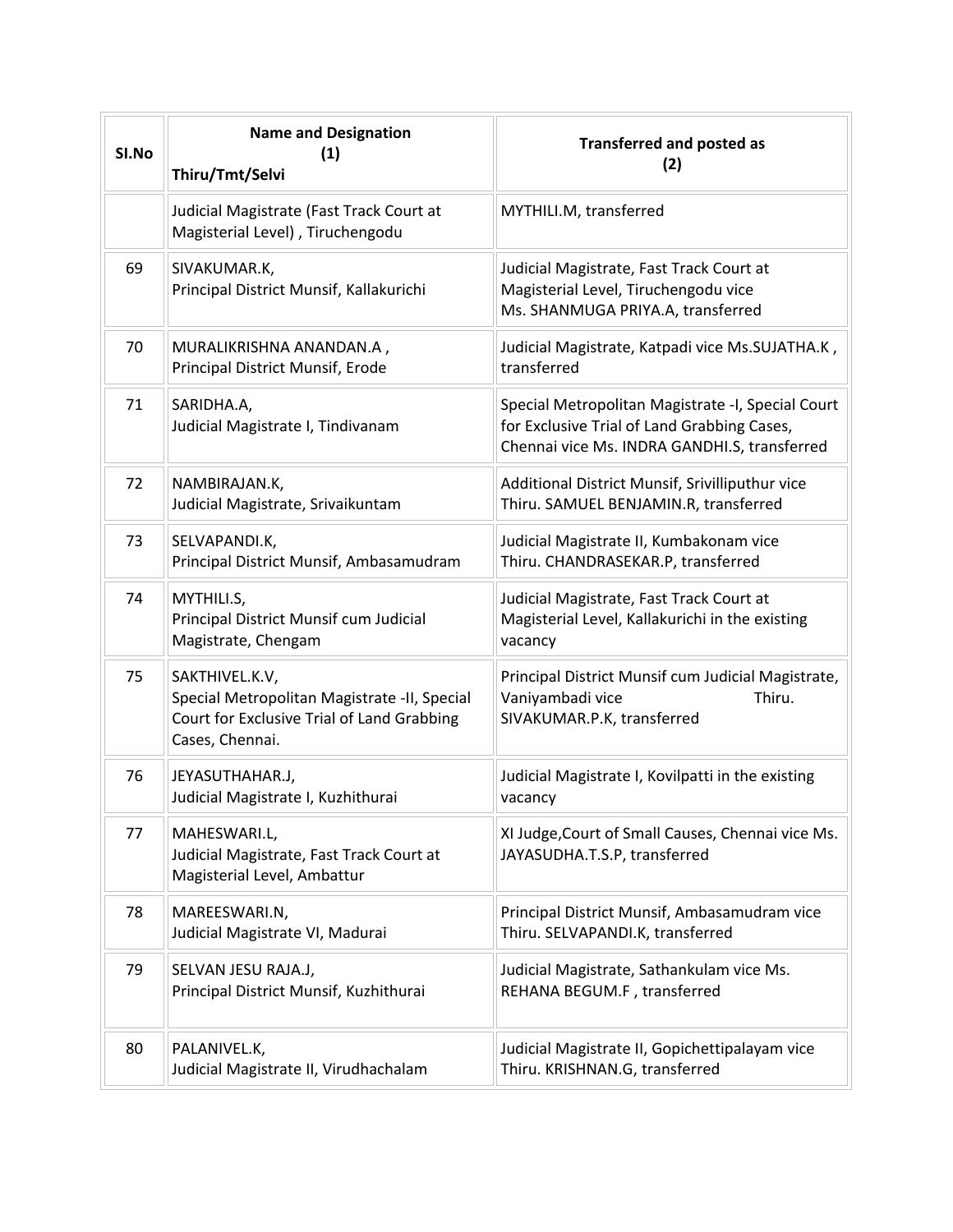| Sl.No | Name and Designation (1) Thiru/Tmt/Selvi | Transferred and posted as (2) |
|---|---|---|
| | Judicial Magistrate (Fast Track Court at Magisterial Level) , Tiruchengodu | MYTHILI.M, transferred |
| 69 | SIVAKUMAR.K, Principal District Munsif, Kallakurichi | Judicial Magistrate, Fast Track Court at Magisterial Level, Tiruchengodu vice Ms. SHANMUGA PRIYA.A, transferred |
| 70 | MURALIKRISHNA ANANDAN.A , Principal District Munsif, Erode | Judicial Magistrate, Katpadi vice Ms.SUJATHA.K , transferred |
| 71 | SARIDHA.A, Judicial Magistrate I, Tindivanam | Special Metropolitan Magistrate -I, Special Court for Exclusive Trial of Land Grabbing Cases, Chennai vice Ms. INDRA GANDHI.S, transferred |
| 72 | NAMBIRAJAN.K, Judicial Magistrate, Srivaikuntam | Additional District Munsif, Srivilliputhur vice Thiru. SAMUEL BENJAMIN.R, transferred |
| 73 | SELVAPANDI.K, Principal District Munsif, Ambasamudram | Judicial Magistrate II, Kumbakonam vice Thiru. CHANDRASEKAR.P, transferred |
| 74 | MYTHILI.S, Principal District Munsif cum Judicial Magistrate, Chengam | Judicial Magistrate, Fast Track Court at Magisterial Level, Kallakurichi in the existing vacancy |
| 75 | SAKTHIVEL.K.V, Special Metropolitan Magistrate -II, Special Court for Exclusive Trial of Land Grabbing Cases, Chennai. | Principal District Munsif cum Judicial Magistrate, Vaniyambadi vice Thiru. SIVAKUMAR.P.K, transferred |
| 76 | JEYASUTHAHAR.J, Judicial Magistrate I, Kuzhithurai | Judicial Magistrate I, Kovilpatti in the existing vacancy |
| 77 | MAHESWARI.L, Judicial Magistrate, Fast Track Court at Magisterial Level, Ambattur | XI Judge,Court of Small Causes, Chennai vice Ms. JAYASUDHA.T.S.P, transferred |
| 78 | MAREESWARI.N, Judicial Magistrate VI, Madurai | Principal District Munsif, Ambasamudram vice Thiru. SELVAPANDI.K, transferred |
| 79 | SELVAN JESU RAJA.J, Principal District Munsif, Kuzhithurai | Judicial Magistrate, Sathankulam vice Ms. REHANA BEGUM.F , transferred |
| 80 | PALANIVEL.K, Judicial Magistrate II, Virudhachalam | Judicial Magistrate II, Gopichettipalayam vice Thiru. KRISHNAN.G, transferred |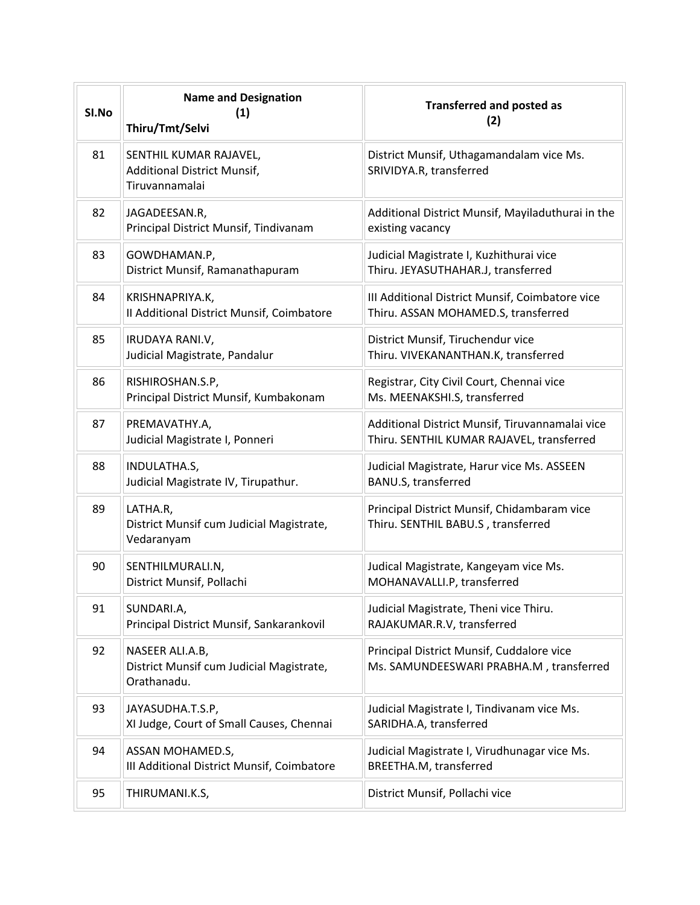| Sl.No | Name and Designation (1) Thiru/Tmt/Selvi | Transferred and posted as (2) |
|---|---|---|
| 81 | SENTHIL KUMAR RAJAVEL, Additional District Munsif, Tiruvannamalai | District Munsif, Uthagamandalam vice Ms. SRIVIDYA.R, transferred |
| 82 | JAGADEESAN.R, Principal District Munsif, Tindivanam | Additional District Munsif, Mayiladuthurai in the existing vacancy |
| 83 | GOWDHAMAN.P, District Munsif, Ramanathapuram | Judicial Magistrate I, Kuzhithurai vice Thiru. JEYASUTHAHAR.J, transferred |
| 84 | KRISHNAPRIYA.K, II Additional District Munsif, Coimbatore | III Additional District Munsif, Coimbatore vice Thiru. ASSAN MOHAMED.S, transferred |
| 85 | IRUDAYA RANI.V, Judicial Magistrate, Pandalur | District Munsif, Tiruchendur vice Thiru. VIVEKANANTHAN.K, transferred |
| 86 | RISHIROSHAN.S.P, Principal District Munsif, Kumbakonam | Registrar, City Civil Court, Chennai vice Ms. MEENAKSHI.S, transferred |
| 87 | PREMAVATHY.A, Judicial Magistrate I, Ponneri | Additional District Munsif, Tiruvannamalai vice Thiru. SENTHIL KUMAR RAJAVEL, transferred |
| 88 | INDULATHA.S, Judicial Magistrate IV, Tirupathur. | Judicial Magistrate, Harur vice Ms. ASSEEN BANU.S, transferred |
| 89 | LATHA.R, District Munsif cum Judicial Magistrate, Vedaranyam | Principal District Munsif, Chidambaram vice Thiru. SENTHIL BABU.S , transferred |
| 90 | SENTHILMURALI.N, District Munsif, Pollachi | Judical Magistrate, Kangeyam vice Ms. MOHANAVALLI.P, transferred |
| 91 | SUNDARI.A, Principal District Munsif, Sankarankovil | Judicial Magistrate, Theni vice Thiru. RAJAKUMAR.R.V, transferred |
| 92 | NASEER ALI.A.B, District Munsif cum Judicial Magistrate, Orathanadu. | Principal District Munsif, Cuddalore vice Ms. SAMUNDEESWARI PRABHA.M , transferred |
| 93 | JAYASUDHA.T.S.P, XI Judge, Court of Small Causes, Chennai | Judicial Magistrate I, Tindivanam vice Ms. SARIDHA.A, transferred |
| 94 | ASSAN MOHAMED.S, III Additional District Munsif, Coimbatore | Judicial Magistrate I, Virudhunagar vice Ms. BREETHA.M, transferred |
| 95 | THIRUMANI.K.S, | District Munsif, Pollachi vice |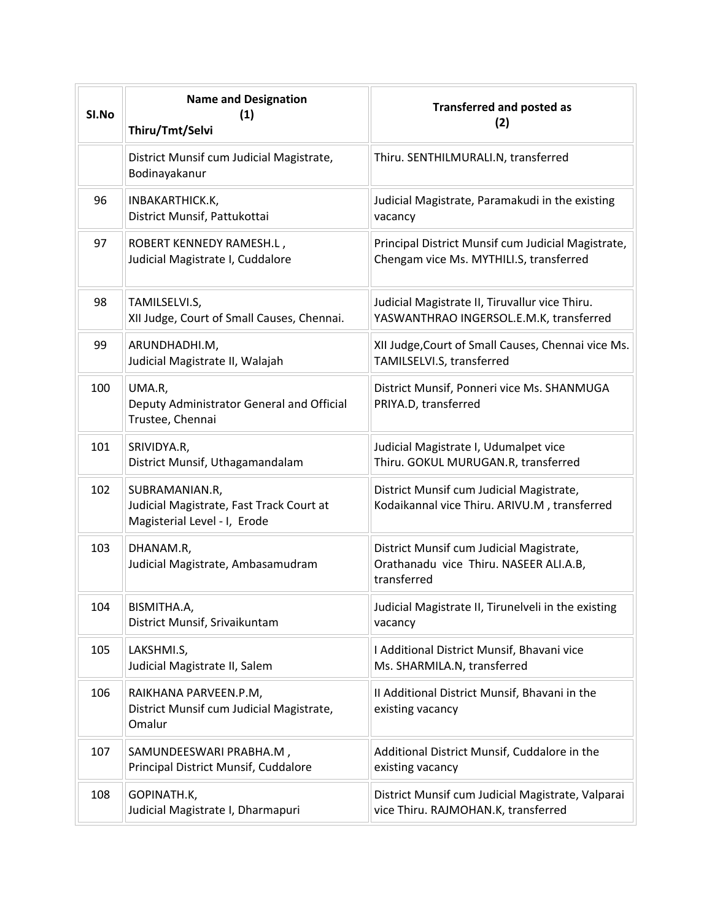| Sl.No | Name and Designation (1) Thiru/Tmt/Selvi | Transferred and posted as (2) |
|---|---|---|
| | District Munsif cum Judicial Magistrate, Bodinayakanur | Thiru. SENTHILMURALI.N, transferred |
| 96 | INBAKARTHICK.K, District Munsif, Pattukottai | Judicial Magistrate, Paramakudi in the existing vacancy |
| 97 | ROBERT KENNEDY RAMESH.L , Judicial Magistrate I, Cuddalore | Principal District Munsif cum Judicial Magistrate, Chengam vice Ms. MYTHILI.S, transferred |
| 98 | TAMILSELVI.S, XII Judge, Court of Small Causes, Chennai. | Judicial Magistrate II, Tiruvallur vice Thiru. YASWANTHRAO INGERSOL.E.M.K, transferred |
| 99 | ARUNDHADHI.M, Judicial Magistrate II, Walajah | XII Judge,Court of Small Causes, Chennai vice Ms. TAMILSELVI.S, transferred |
| 100 | UMA.R, Deputy Administrator General and Official Trustee, Chennai | District Munsif, Ponneri vice Ms. SHANMUGA PRIYA.D, transferred |
| 101 | SRIVIDYA.R, District Munsif, Uthagamandalam | Judicial Magistrate I, Udumalpet vice Thiru. GOKUL MURUGAN.R, transferred |
| 102 | SUBRAMANIAN.R, Judicial Magistrate, Fast Track Court at Magisterial Level - I, Erode | District Munsif cum Judicial Magistrate, Kodaikannal vice Thiru. ARIVU.M , transferred |
| 103 | DHANAM.R, Judicial Magistrate, Ambasamudram | District Munsif cum Judicial Magistrate, Orathanadu vice Thiru. NASEER ALI.A.B, transferred |
| 104 | BISMITHA.A, District Munsif, Srivaikuntam | Judicial Magistrate II, Tirunelveli in the existing vacancy |
| 105 | LAKSHMI.S, Judicial Magistrate II, Salem | I Additional District Munsif, Bhavani vice Ms. SHARMILA.N, transferred |
| 106 | RAIKHANA PARVEEN.P.M, District Munsif cum Judicial Magistrate, Omalur | II Additional District Munsif, Bhavani in the existing vacancy |
| 107 | SAMUNDEESWARI PRABHA.M , Principal District Munsif, Cuddalore | Additional District Munsif, Cuddalore in the existing vacancy |
| 108 | GOPINATH.K, Judicial Magistrate I, Dharmapuri | District Munsif cum Judicial Magistrate, Valparai vice Thiru. RAJMOHAN.K, transferred |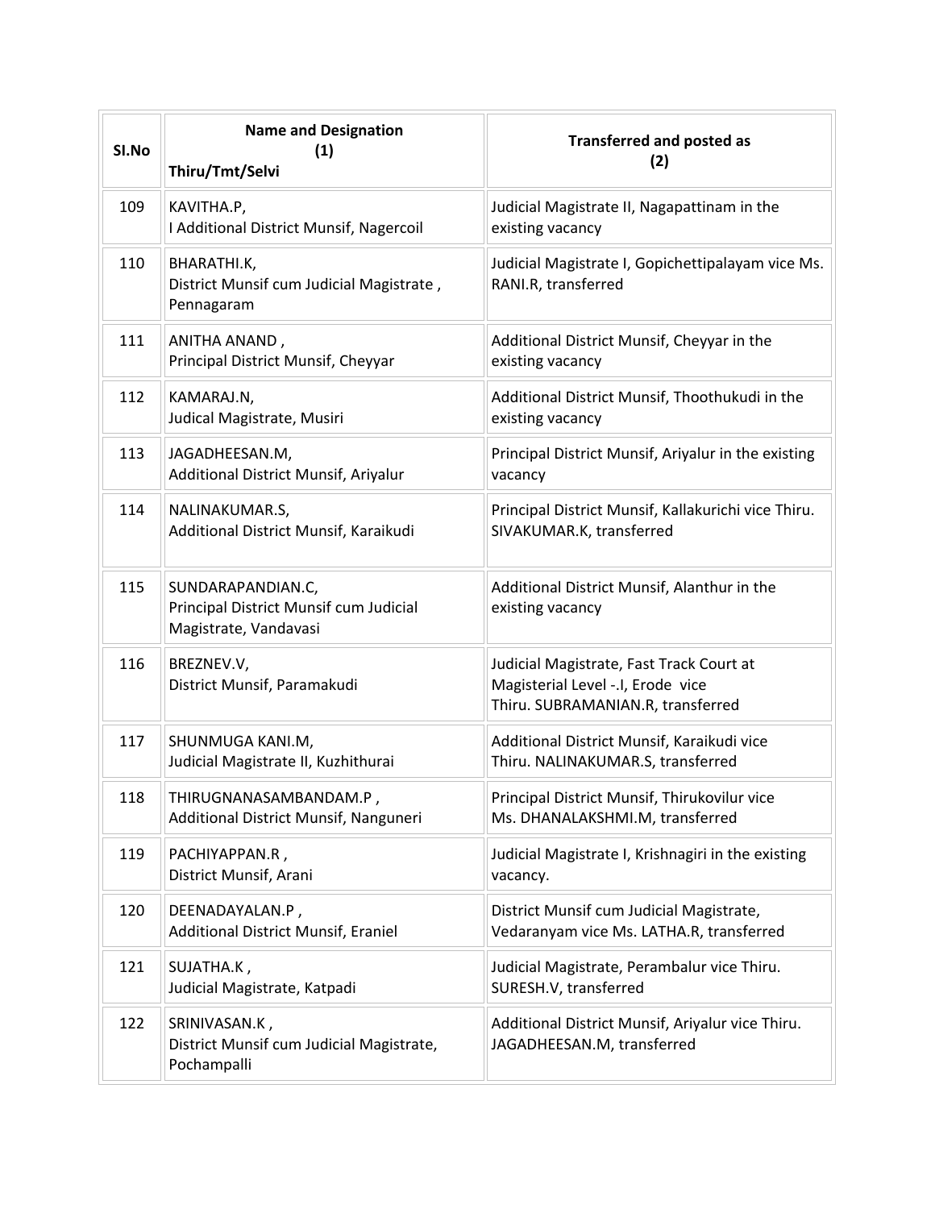| Sl.No | Name and Designation (1) Thiru/Tmt/Selvi | Transferred and posted as (2) |
|---|---|---|
| 109 | KAVITHA.P, I Additional District Munsif, Nagercoil | Judicial Magistrate II, Nagapattinam in the existing vacancy |
| 110 | BHARATHI.K, District Munsif cum Judicial Magistrate , Pennagaram | Judicial Magistrate I, Gopichettipalayam vice Ms. RANI.R, transferred |
| 111 | ANITHA ANAND , Principal District Munsif, Cheyyar | Additional District Munsif, Cheyyar in the existing vacancy |
| 112 | KAMARAJ.N, Judical Magistrate, Musiri | Additional District Munsif, Thoothukudi in the existing vacancy |
| 113 | JAGADHEESAN.M, Additional District Munsif, Ariyalur | Principal District Munsif, Ariyalur in the existing vacancy |
| 114 | NALINAKUMAR.S, Additional District Munsif, Karaikudi | Principal District Munsif, Kallakurichi vice Thiru. SIVAKUMAR.K, transferred |
| 115 | SUNDARAPANDIAN.C, Principal District Munsif cum Judicial Magistrate, Vandavasi | Additional District Munsif, Alanthur in the existing vacancy |
| 116 | BREZNEV.V, District Munsif, Paramakudi | Judicial Magistrate, Fast Track Court at Magisterial Level -.I, Erode vice Thiru. SUBRAMANIAN.R, transferred |
| 117 | SHUNMUGA KANI.M, Judicial Magistrate II, Kuzhithurai | Additional District Munsif, Karaikudi vice Thiru. NALINAKUMAR.S, transferred |
| 118 | THIRUGNANASAMBANDAM.P , Additional District Munsif, Nanguneri | Principal District Munsif, Thirukovilur vice Ms. DHANALAKSHMI.M, transferred |
| 119 | PACHIYAPPAN.R , District Munsif, Arani | Judicial Magistrate I, Krishnagiri in the existing vacancy. |
| 120 | DEENADAYALAN.P , Additional District Munsif, Eraniel | District Munsif cum Judicial Magistrate, Vedaranyam vice Ms. LATHA.R, transferred |
| 121 | SUJATHA.K , Judicial Magistrate, Katpadi | Judicial Magistrate, Perambalur vice Thiru. SURESH.V, transferred |
| 122 | SRINIVASAN.K , District Munsif cum Judicial Magistrate, Pochampalli | Additional District Munsif, Ariyalur vice Thiru. JAGADHEESAN.M, transferred |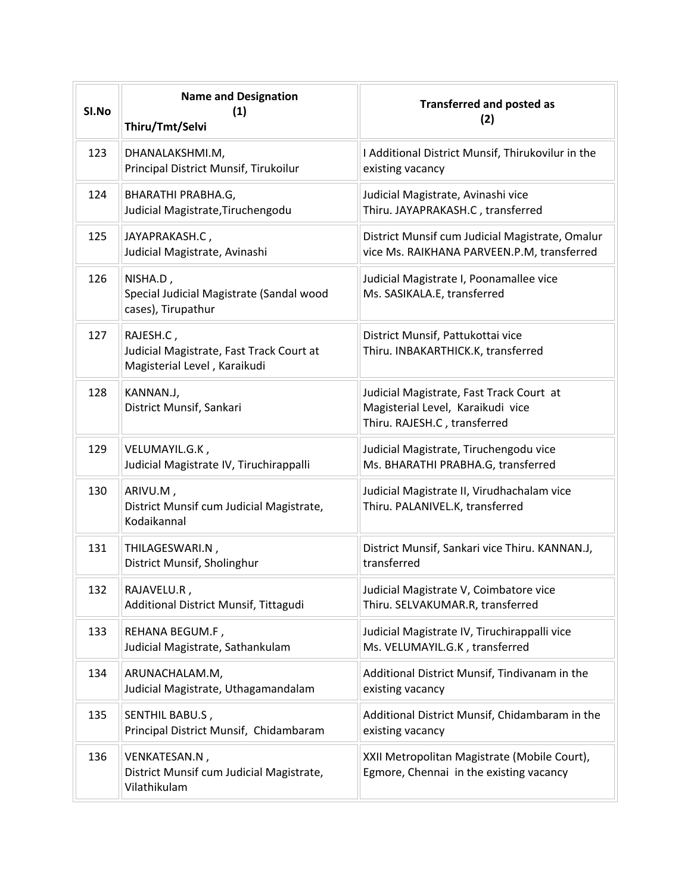| Sl.No | Name and Designation (1) Thiru/Tmt/Selvi | Transferred and posted as (2) |
|---|---|---|
| 123 | DHANALAKSHMI.M, Principal District Munsif, Tirukoilur | I Additional District Munsif, Thirukovilur in the existing vacancy |
| 124 | BHARATHI PRABHA.G, Judicial Magistrate,Tiruchengodu | Judicial Magistrate, Avinashi vice Thiru. JAYAPRAKASH.C , transferred |
| 125 | JAYAPRAKASH.C , Judicial Magistrate, Avinashi | District Munsif cum Judicial Magistrate, Omalur vice Ms. RAIKHANA PARVEEN.P.M, transferred |
| 126 | NISHA.D , Special Judicial Magistrate (Sandal wood cases), Tirupathur | Judicial Magistrate I, Poonamallee vice Ms. SASIKALA.E, transferred |
| 127 | RAJESH.C , Judicial Magistrate, Fast Track Court at Magisterial Level , Karaikudi | District Munsif, Pattukottai vice Thiru. INBAKARTHICK.K, transferred |
| 128 | KANNAN.J, District Munsif, Sankari | Judicial Magistrate, Fast Track Court at Magisterial Level, Karaikudi vice Thiru. RAJESH.C , transferred |
| 129 | VELUMAYIL.G.K , Judicial Magistrate IV, Tiruchirappalli | Judicial Magistrate, Tiruchengodu vice Ms. BHARATHI PRABHA.G, transferred |
| 130 | ARIVU.M , District Munsif cum Judicial Magistrate, Kodaikannal | Judicial Magistrate II, Virudhachalam vice Thiru. PALANIVEL.K, transferred |
| 131 | THILAGESWARI.N , District Munsif, Sholinghur | District Munsif, Sankari vice Thiru. KANNAN.J, transferred |
| 132 | RAJAVELU.R , Additional District Munsif, Tittagudi | Judicial Magistrate V, Coimbatore vice Thiru. SELVAKUMAR.R, transferred |
| 133 | REHANA BEGUM.F , Judicial Magistrate, Sathankulam | Judicial Magistrate IV, Tiruchirappalli vice Ms. VELUMAYIL.G.K , transferred |
| 134 | ARUNACHALAM.M, Judicial Magistrate, Uthagamandalam | Additional District Munsif, Tindivanam in the existing vacancy |
| 135 | SENTHIL BABU.S , Principal District Munsif, Chidambaram | Additional District Munsif, Chidambaram in the existing vacancy |
| 136 | VENKATESAN.N , District Munsif cum Judicial Magistrate, Vilathikulam | XXII Metropolitan Magistrate (Mobile Court), Egmore, Chennai in the existing vacancy |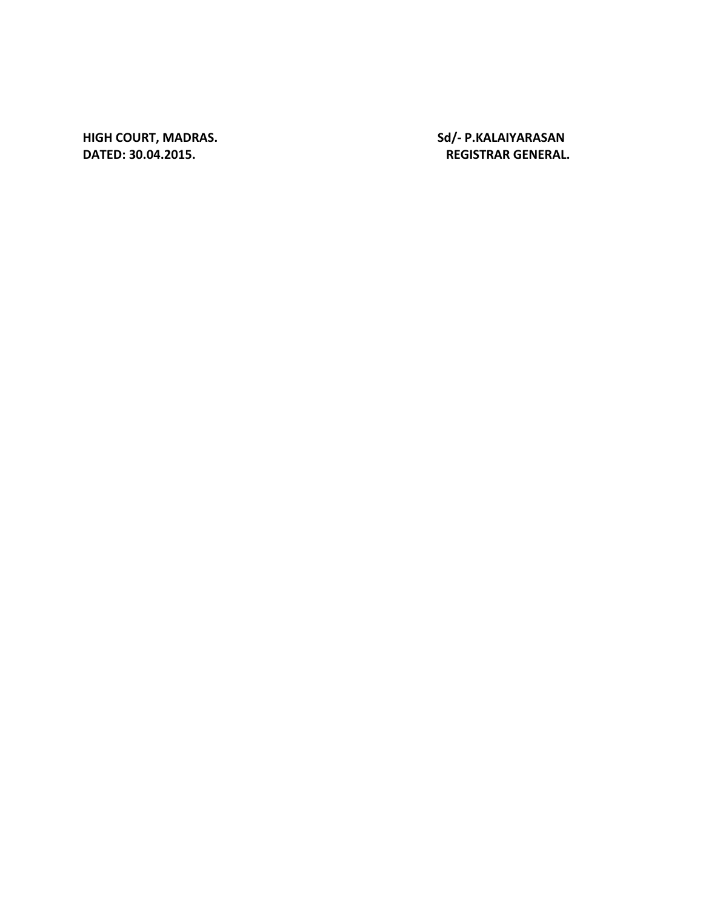**HIGH COURT, MADRAS.**
**DATED: 30.04.2015.**

**Sd/- P.KALAIYARASAN**
**REGISTRAR GENERAL.**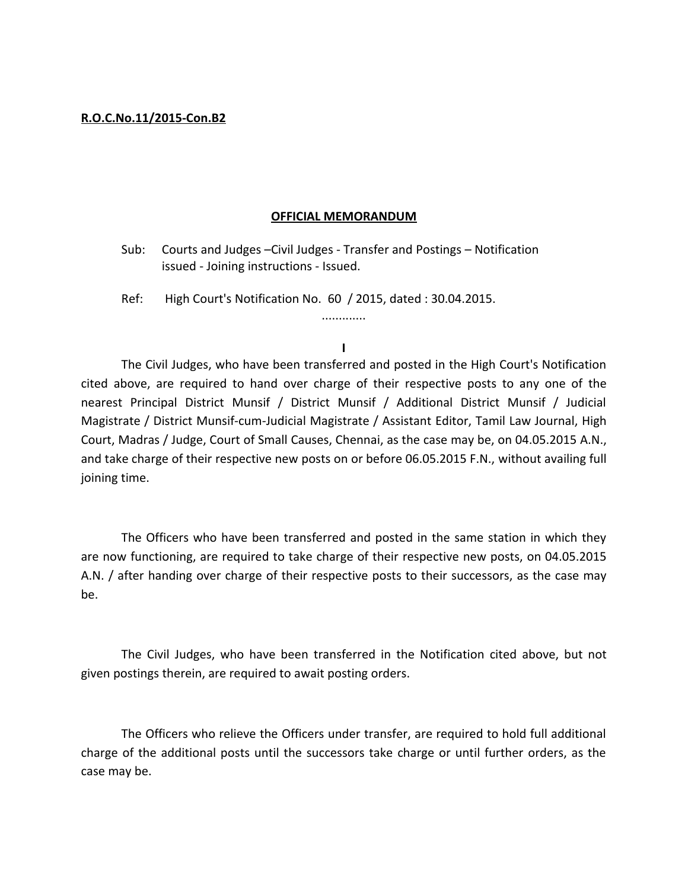**R.O.C.No.11/2015-Con.B2**

**OFFICIAL MEMORANDUM**

Sub: Courts and Judges –Civil Judges - Transfer and Postings – Notification issued - Joining instructions - Issued.

Ref: High Court's Notification No. 60 / 2015, dated : 30.04.2015.

.............

**I**

The Civil Judges, who have been transferred and posted in the High Court's Notification cited above, are required to hand over charge of their respective posts to any one of the nearest Principal District Munsif / District Munsif / Additional District Munsif / Judicial Magistrate / District Munsif-cum-Judicial Magistrate / Assistant Editor, Tamil Law Journal, High Court, Madras / Judge, Court of Small Causes, Chennai, as the case may be, on 04.05.2015 A.N., and take charge of their respective new posts on or before 06.05.2015 F.N., without availing full joining time.

The Officers who have been transferred and posted in the same station in which they are now functioning, are required to take charge of their respective new posts, on 04.05.2015 A.N. / after handing over charge of their respective posts to their successors, as the case may be.

The Civil Judges, who have been transferred in the Notification cited above, but not given postings therein, are required to await posting orders.

The Officers who relieve the Officers under transfer, are required to hold full additional charge of the additional posts until the successors take charge or until further orders, as the case may be.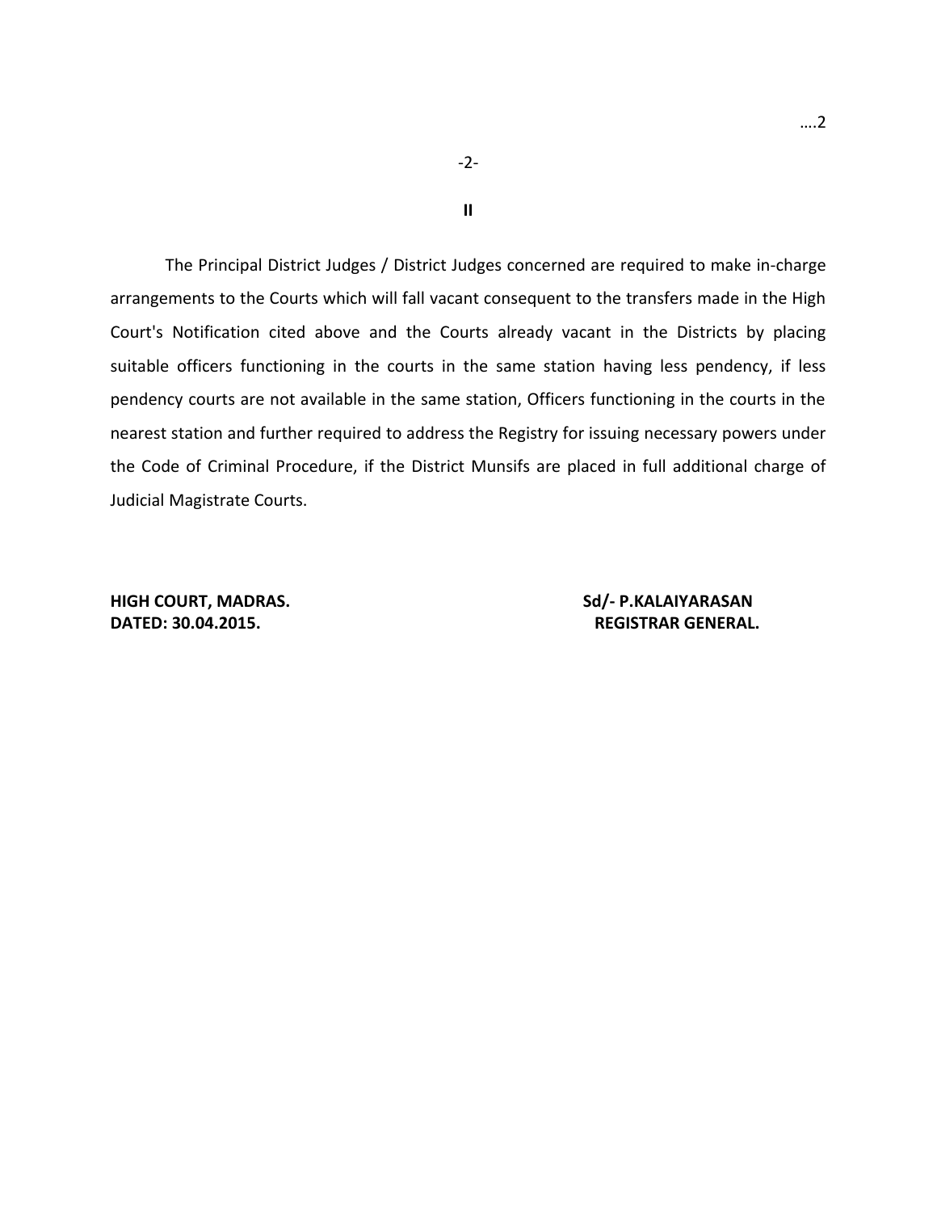**II**

The Principal District Judges / District Judges concerned are required to make in-charge arrangements to the Courts which will fall vacant consequent to the transfers made in the High Court's Notification cited above and the Courts already vacant in the Districts by placing suitable officers functioning in the courts in the same station having less pendency, if less pendency courts are not available in the same station, Officers functioning in the courts in the nearest station and further required to address the Registry for issuing necessary powers under the Code of Criminal Procedure, if the District Munsifs are placed in full additional charge of Judicial Magistrate Courts.

**HIGH COURT, MADRAS.**
**DATED: 30.04.2015.**

**Sd/- P.KALAIYARASAN**
**REGISTRAR GENERAL.**